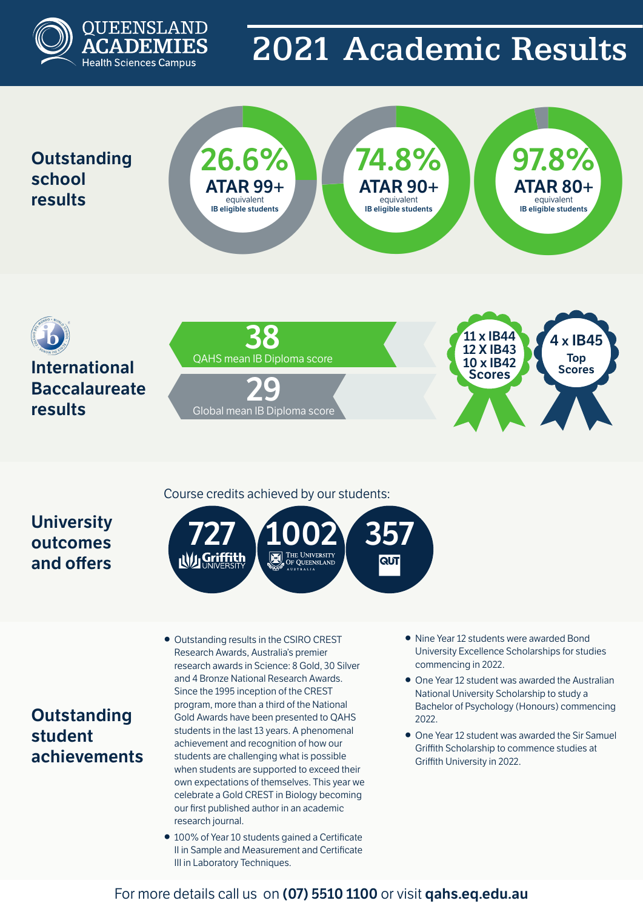QUEENSLAND ACADEMIES
Health Sciences Campus

# 2021 Academic Results

## Outstanding school results

**26.6%**
**ATAR 99+**
equivalent
**IB eligible students**

**74.8%**
**ATAR 90+**
equivalent
**IB eligible students**

**97.8%**
**ATAR 80+**
equivalent
**IB eligible students**

## International Baccalaureate results

**38**
QAHS mean IB Diploma score

**29**
Global mean IB Diploma score

**11 x IB44**
**12 X IB43**
**10 x IB42**
**Scores**

**4 x IB45**
**Top Scores**

## University outcomes and offers

Course credits achieved by our students:

- **727** Griffith University
- **1002** The University of Queensland Australia
- **357** QUT

## Outstanding student achievements

- Outstanding results in the CSIRO CREST Research Awards, Australia's premier research awards in Science: 8 Gold, 30 Silver and 4 Bronze National Research Awards. Since the 1995 inception of the CREST program, more than a third of the National Gold Awards have been presented to QAHS students in the last 13 years. A phenomenal achievement and recognition of how our students are challenging what is possible when students are supported to exceed their own expectations of themselves. This year we celebrate a Gold CREST in Biology becoming our first published author in an academic research journal.
- 100% of Year 10 students gained a Certificate II in Sample and Measurement and Certificate III in Laboratory Techniques.
- Nine Year 12 students were awarded Bond University Excellence Scholarships for studies commencing in 2022.
- One Year 12 student was awarded the Australian National University Scholarship to study a Bachelor of Psychology (Honours) commencing 2022.
- One Year 12 student was awarded the Sir Samuel Griffith Scholarship to commence studies at Griffith University in 2022.

For more details call us on **(07) 5510 1100** or visit **qahs.eq.edu.au**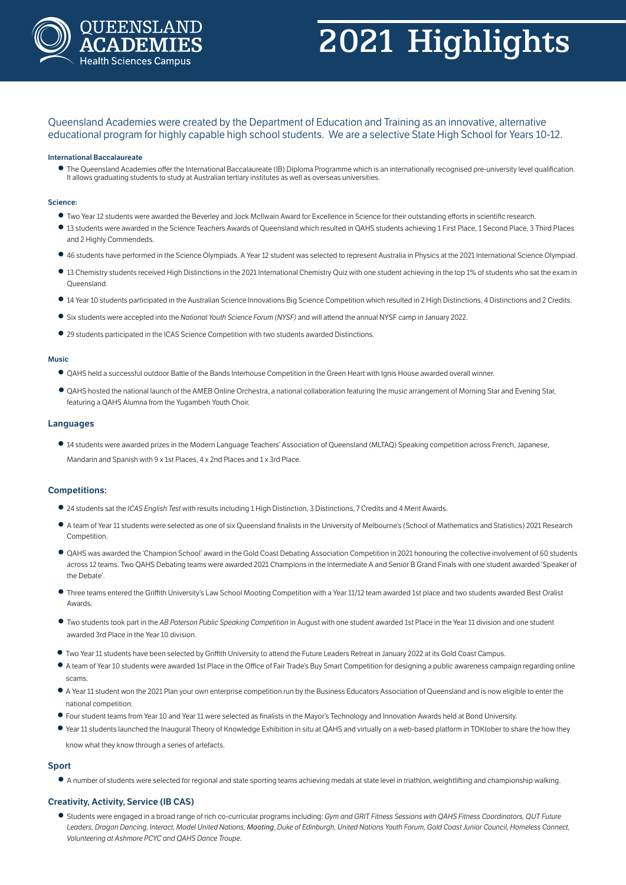QUEENSLAND ACADEMIES
Health Sciences Campus

# 2021 Highlights

Queensland Academies were created by the Department of Education and Training as an innovative, alternative educational program for highly capable high school students. We are a selective State High School for Years 10-12.

### International Baccalaureate

- The Queensland Academies offer the International Baccalaureate (IB) Diploma Programme which is an internationally recognised pre-university level qualification. It allows graduating students to study at Australian tertiary institutes as well as overseas universities.

### Science:

- Two Year 12 students were awarded the Beverley and Jock McIlwain Award for Excellence in Science for their outstanding efforts in scientific research.
- 13 students were awarded in the Science Teachers Awards of Queensland which resulted in QAHS students achieving 1 First Place, 1 Second Place, 3 Third Places and 2 Highly Commendeds.
- 46 students have performed in the Science Olympiads. A Year 12 student was selected to represent Australia in Physics at the 2021 International Science Olympiad.
- 13 Chemistry students received High Distinctions in the 2021 International Chemistry Quiz with one student achieving in the top 1% of students who sat the exam in Queensland.
- 14 Year 10 students participated in the Australian Science Innovations Big Science Competition which resulted in 2 High Distinctions, 4 Distinctions and 2 Credits.
- Six students were accepted into the *National Youth Science Forum (NYSF)* and will attend the annual NYSF camp in January 2022.
- 29 students participated in the ICAS Science Competition with two students awarded Distinctions.

### Music

- QAHS held a successful outdoor Battle of the Bands Interhouse Competition in the Green Heart with Ignis House awarded overall winner.
- QAHS hosted the national launch of the AMEB Online Orchestra, a national collaboration featuring the music arrangement of Morning Star and Evening Star, featuring a QAHS Alumna from the Yugambeh Youth Choir.

### Languages

- 14 students were awarded prizes in the Modern Language Teachers' Association of Queensland (MLTAQ) Speaking competition across French, Japanese, Mandarin and Spanish with 9 x 1st Places, 4 x 2nd Places and 1 x 3rd Place.

### Competitions:

- 24 students sat the *ICAS English Test* with results including 1 High Distinction, 3 Distinctions, 7 Credits and 4 Merit Awards.
- A team of Year 11 students were selected as one of six Queensland finalists in the University of Melbourne's (School of Mathematics and Statistics) 2021 Research Competition.
- QAHS was awarded the 'Champion School' award in the Gold Coast Debating Association Competition in 2021 honouring the collective involvement of 60 students across 12 teams. Two QAHS Debating teams were awarded 2021 Champions in the Intermediate A and Senior B Grand Finals with one student awarded 'Speaker of the Debate'.
- Three teams entered the Griffith University's Law School Mooting Competition with a Year 11/12 team awarded 1st place and two students awarded Best Oralist Awards.
- Two students took part in the *AB Paterson Public Speaking Competition* in August with one student awarded 1st Place in the Year 11 division and one student awarded 3rd Place in the Year 10 division.
- Two Year 11 students have been selected by Griffith University to attend the Future Leaders Retreat in January 2022 at its Gold Coast Campus.
- A team of Year 10 students were awarded 1st Place in the Office of Fair Trade's Buy Smart Competition for designing a public awareness campaign regarding online scams.
- A Year 11 student won the 2021 Plan your own enterprise competition run by the Business Educators Association of Queensland and is now eligible to enter the national competition.
- Four student teams from Year 10 and Year 11 were selected as finalists in the Mayor's Technology and Innovation Awards held at Bond University.
- Year 11 students launched the Inaugural Theory of Knowledge Exhibition in situ at QAHS and virtually on a web-based platform in TOKtober to share the how they know what they know through a series of artefacts.

### Sport

- A number of students were selected for regional and state sporting teams achieving medals at state level in triathlon, weightlifting and championship walking.

### Creativity, Activity, Service (IB CAS)

- Students were engaged in a broad range of rich co-curricular programs including: *Gym and GRIT Fitness Sessions with QAHS Fitness Coordinators, QUT Future Leaders, Dragon Dancing, Interact, Model United Nations,* Mooting, *Duke of Edinburgh, United Nations Youth Forum, Gold Coast Junior Council, Homeless Connect, Volunteering at Ashmore PCYC and QAHS Dance Troupe.*